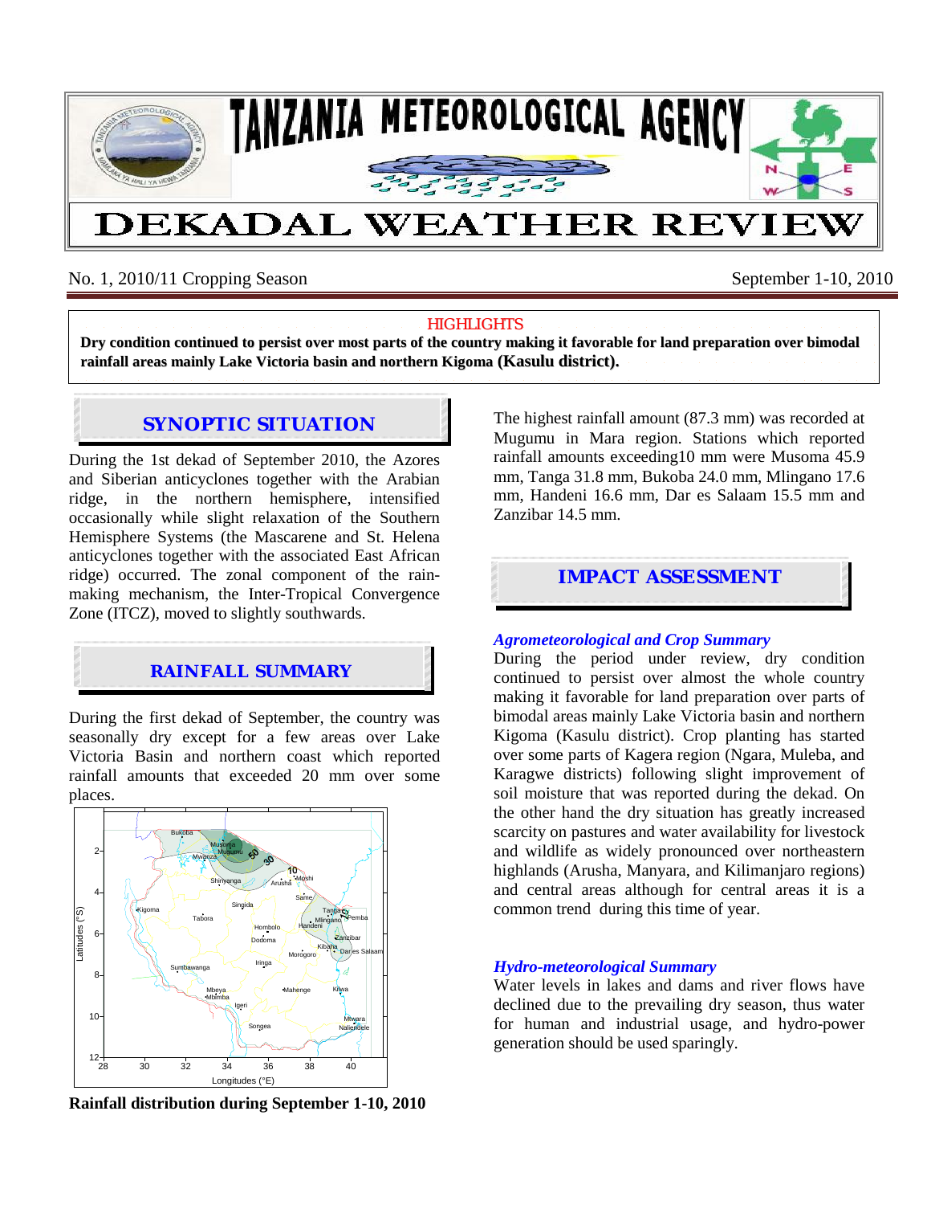# TANZANIA METEOROLOGICAL AGENCY

# DEKADAL WEATHER REVIEW

No. 1, 2010/11 Cropping Season — September 1-10, 2010

**HIGHLIGHTS**

**Dry condition continued to persist over most parts of the country making it favorable for land preparation over bimodal rainfall areas mainly Lake Victoria basin and northern Kigoma (Kasulu district).**

## SYNOPTIC SITUATION

During the 1st dekad of September 2010, the Azores and Siberian anticyclones together with the Arabian ridge, in the northern hemisphere, intensified occasionally while slight relaxation of the Southern Hemisphere Systems (the Mascarene and St. Helena anticyclones together with the associated East African ridge) occurred. The zonal component of the rain-making mechanism, the Inter-Tropical Convergence Zone (ITCZ), moved to slightly southwards.

## RAINFALL SUMMARY

During the first dekad of September, the country was seasonally dry except for a few areas over Lake Victoria Basin and northern coast which reported rainfall amounts that exceeded 20 mm over some places.

**Rainfall distribution during September 1-10, 2010**

The highest rainfall amount (87.3 mm) was recorded at Mugumu in Mara region. Stations which reported rainfall amounts exceeding10 mm were Musoma 45.9 mm, Tanga 31.8 mm, Bukoba 24.0 mm, Mlingano 17.6 mm, Handeni 16.6 mm, Dar es Salaam 15.5 mm and Zanzibar 14.5 mm.

## IMPACT ASSESSMENT

### *Agrometeorological and Crop Summary*

During the period under review, dry condition continued to persist over almost the whole country making it favorable for land preparation over parts of bimodal areas mainly Lake Victoria basin and northern Kigoma (Kasulu district). Crop planting has started over some parts of Kagera region (Ngara, Muleba, and Karagwe districts) following slight improvement of soil moisture that was reported during the dekad. On the other hand the dry situation has greatly increased scarcity on pastures and water availability for livestock and wildlife as widely pronounced over northeastern highlands (Arusha, Manyara, and Kilimanjaro regions) and central areas although for central areas it is a common trend during this time of year.

### *Hydro-meteorological Summary*

Water levels in lakes and dams and river flows have declined due to the prevailing dry season, thus water for human and industrial usage, and hydro-power generation should be used sparingly.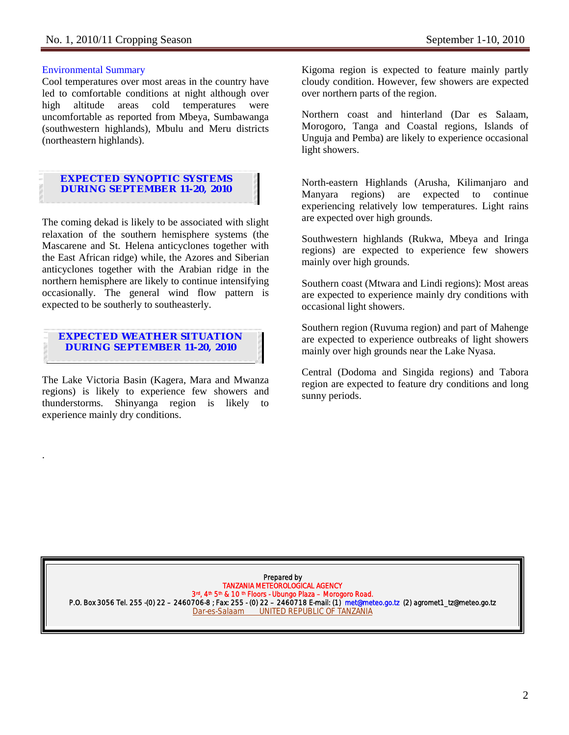### Environmental Summary

Cool temperatures over most areas in the country have led to comfortable conditions at night although over high altitude areas cold temperatures were uncomfortable as reported from Mbeya, Sumbawanga (southwestern highlands), Mbulu and Meru districts (northeastern highlands).

## EXPECTED SYNOPTIC SYSTEMS DURING SEPTEMBER 11-20, 2010

The coming dekad is likely to be associated with slight relaxation of the southern hemisphere systems (the Mascarene and St. Helena anticyclones together with the East African ridge) while, the Azores and Siberian anticyclones together with the Arabian ridge in the northern hemisphere are likely to continue intensifying occasionally. The general wind flow pattern is expected to be southerly to southeasterly.

## EXPECTED WEATHER SITUATION DURING SEPTEMBER 11-20, 2010

The Lake Victoria Basin (Kagera, Mara and Mwanza regions) is likely to experience few showers and thunderstorms. Shinyanga region is likely to experience mainly dry conditions.

.

Kigoma region is expected to feature mainly partly cloudy condition. However, few showers are expected over northern parts of the region.

Northern coast and hinterland (Dar es Salaam, Morogoro, Tanga and Coastal regions, Islands of Unguja and Pemba) are likely to experience occasional light showers.

North-eastern Highlands (Arusha, Kilimanjaro and Manyara regions) are expected to continue experiencing relatively low temperatures. Light rains are expected over high grounds.

Southwestern highlands (Rukwa, Mbeya and Iringa regions) are expected to experience few showers mainly over high grounds.

Southern coast (Mtwara and Lindi regions): Most areas are expected to experience mainly dry conditions with occasional light showers.

Southern region (Ruvuma region) and part of Mahenge are expected to experience outbreaks of light showers mainly over high grounds near the Lake Nyasa.

Central (Dodoma and Singida regions) and Tabora region are expected to feature dry conditions and long sunny periods.

Prepared by
TANZANIA METEOROLOGICAL AGENCY
3rd, 4th 5th & 10th Floors - Ubungo Plaza – Morogoro Road.
P.O. Box 3056 Tel. 255 -(0) 22 – 2460706-8 ; Fax: 255 - (0) 22 – 2460718 E-mail: (1) met@meteo.go.tz (2) agromet1_tz@meteo.go.tz
Dar-es-Salaam UNITED REPUBLIC OF TANZANIA